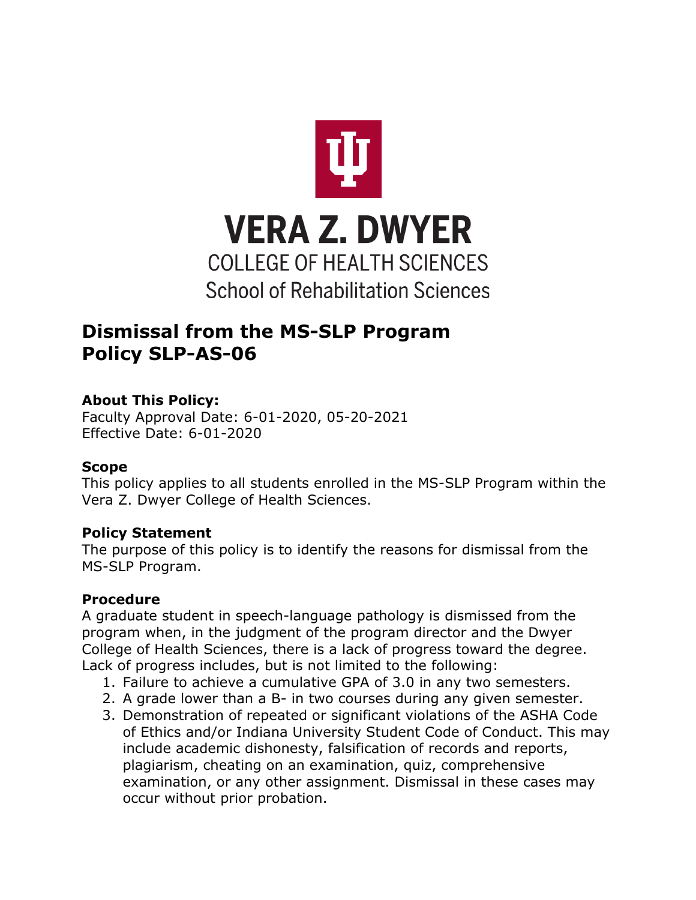VERA Z. DWYER
COLLEGE OF HEALTH SCIENCES
School of Rehabilitation Sciences

# Dismissal from the MS-SLP Program Policy SLP-AS-06

### About This Policy:

Faculty Approval Date: 6-01-2020, 05-20-2021
Effective Date: 6-01-2020

### Scope

This policy applies to all students enrolled in the MS-SLP Program within the Vera Z. Dwyer College of Health Sciences.

### Policy Statement

The purpose of this policy is to identify the reasons for dismissal from the MS-SLP Program.

### Procedure

A graduate student in speech-language pathology is dismissed from the program when, in the judgment of the program director and the Dwyer College of Health Sciences, there is a lack of progress toward the degree. Lack of progress includes, but is not limited to the following:

1. Failure to achieve a cumulative GPA of 3.0 in any two semesters.
2. A grade lower than a B- in two courses during any given semester.
3. Demonstration of repeated or significant violations of the ASHA Code of Ethics and/or Indiana University Student Code of Conduct. This may include academic dishonesty, falsification of records and reports, plagiarism, cheating on an examination, quiz, comprehensive examination, or any other assignment. Dismissal in these cases may occur without prior probation.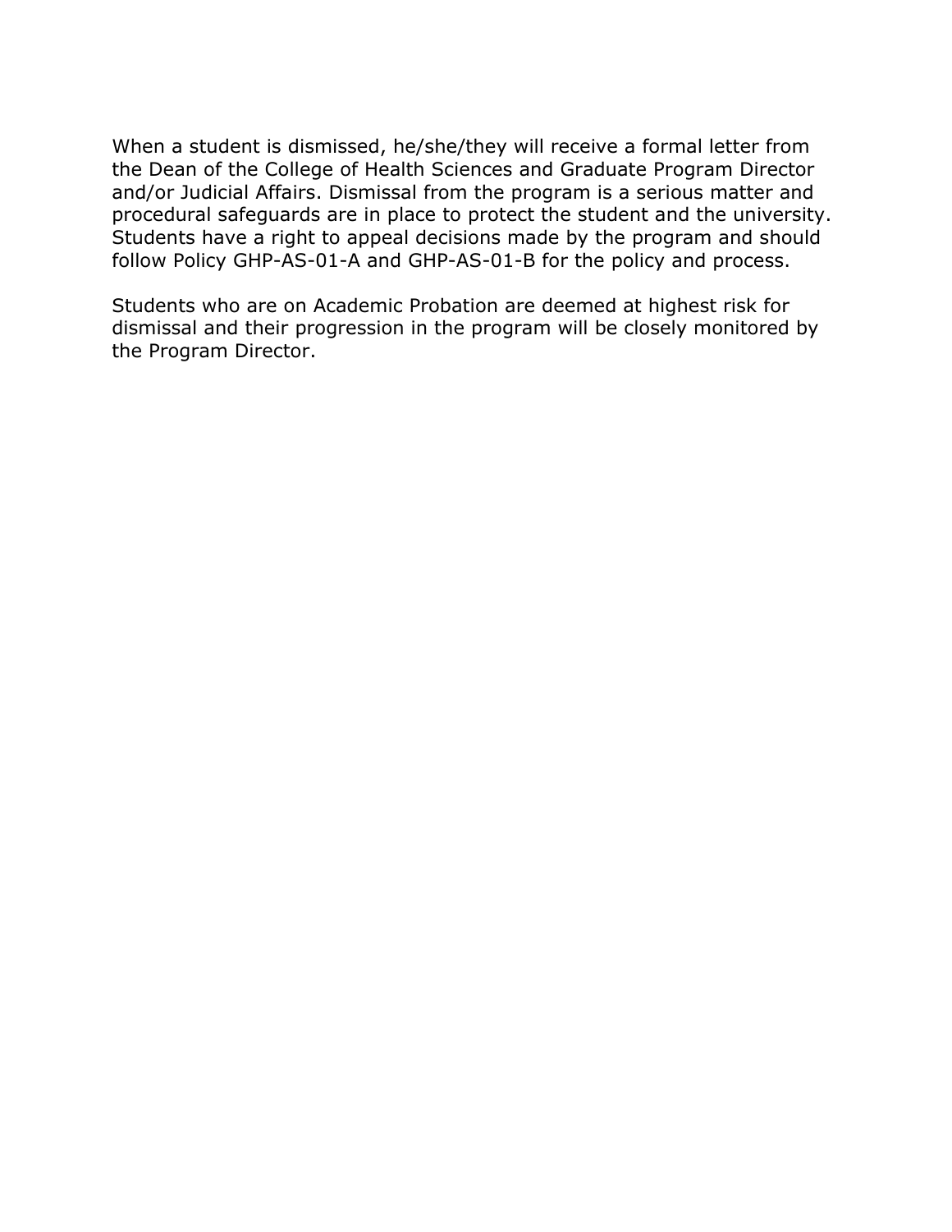When a student is dismissed, he/she/they will receive a formal letter from the Dean of the College of Health Sciences and Graduate Program Director and/or Judicial Affairs. Dismissal from the program is a serious matter and procedural safeguards are in place to protect the student and the university. Students have a right to appeal decisions made by the program and should follow Policy GHP-AS-01-A and GHP-AS-01-B for the policy and process.

Students who are on Academic Probation are deemed at highest risk for dismissal and their progression in the program will be closely monitored by the Program Director.